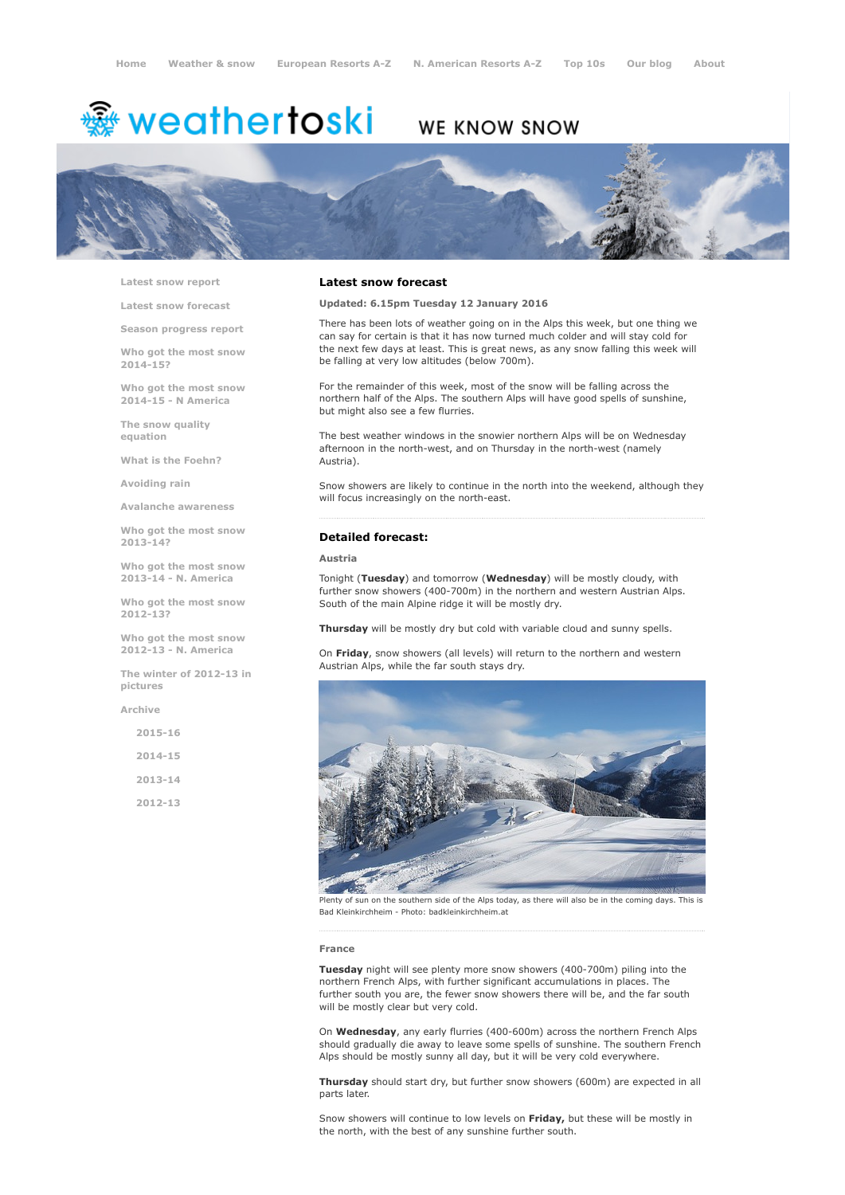Home | Weather & snow | European Resorts A-Z | N. American Resorts A-Z | Top 10s | Our blog | About

weathertoski

WE KNOW SNOW

- Latest snow report
- Latest snow forecast
- Season progress report
- Who got the most snow 2014-15?
- Who got the most snow 2014-15 - N America
- The snow quality equation
- What is the Foehn?
- Avoiding rain
- Avalanche awareness
- Who got the most snow 2013-14?
- Who got the most snow 2013-14 - N. America
- Who got the most snow 2012-13?
- Who got the most snow 2012-13 - N. America
- The winter of 2012-13 in pictures
- Archive
  - 2015-16
  - 2014-15
  - 2013-14
  - 2012-13

## Latest snow forecast

**Updated: 6.15pm Tuesday 12 January 2016**

There has been lots of weather going on in the Alps this week, but one thing we can say for certain is that it has now turned much colder and will stay cold for the next few days at least. This is great news, as any snow falling this week will be falling at very low altitudes (below 700m).

For the remainder of this week, most of the snow will be falling across the northern half of the Alps. The southern Alps will have good spells of sunshine, but might also see a few flurries.

The best weather windows in the snowier northern Alps will be on Wednesday afternoon in the north-west, and on Thursday in the north-west (namely Austria).

Snow showers are likely to continue in the north into the weekend, although they will focus increasingly on the north-east.

## Detailed forecast:

### Austria

Tonight (**Tuesday**) and tomorrow (**Wednesday**) will be mostly cloudy, with further snow showers (400-700m) in the northern and western Austrian Alps. South of the main Alpine ridge it will be mostly dry.

**Thursday** will be mostly dry but cold with variable cloud and sunny spells.

On **Friday**, snow showers (all levels) will return to the northern and western Austrian Alps, while the far south stays dry.

Plenty of sun on the southern side of the Alps today, as there will also be in the coming days. This is Bad Kleinkirchheim - Photo: badkleinkirchheim.at

### France

**Tuesday** night will see plenty more snow showers (400-700m) piling into the northern French Alps, with further significant accumulations in places. The further south you are, the fewer snow showers there will be, and the far south will be mostly clear but very cold.

On **Wednesday**, any early flurries (400-600m) across the northern French Alps should gradually die away to leave some spells of sunshine. The southern French Alps should be mostly sunny all day, but it will be very cold everywhere.

**Thursday** should start dry, but further snow showers (600m) are expected in all parts later.

Snow showers will continue to low levels on **Friday,** but these will be mostly in the north, with the best of any sunshine further south.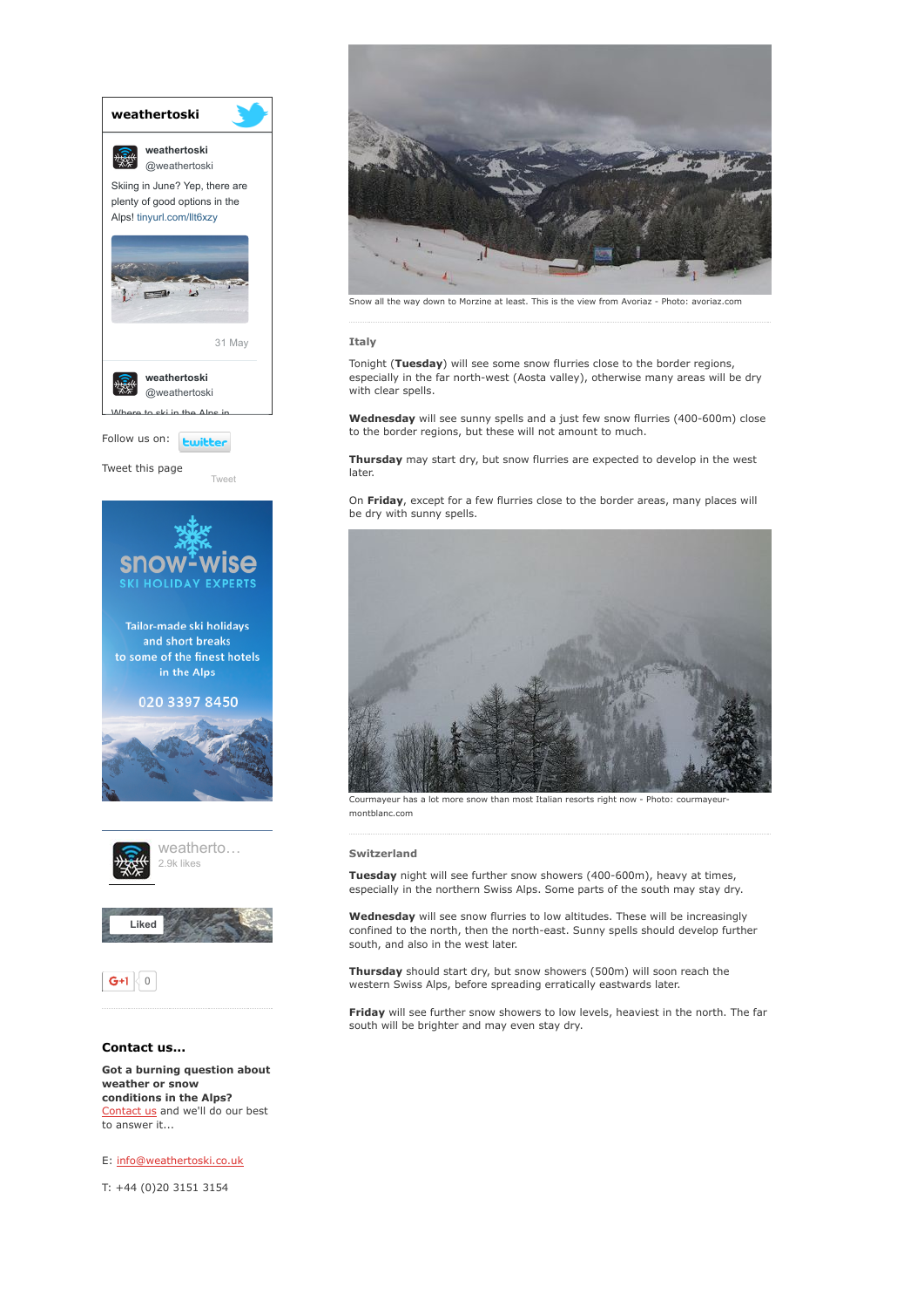## weathertoski

**weathertoski** @weathertoski

Skiing in June? Yep, there are plenty of good options in the Alps! tinyurl.com/llt6xzy

31 May

**weathertoski** @weathertoski

Where to ski in the Alps in

Follow us on: twitter

Tweet this page

Tweet

snow-wise SKI HOLIDAY EXPERTS

Tailor-made ski holidays and short breaks to some of the finest hotels in the Alps

020 3397 8450

weatherto... 2.9k likes

Liked

G+1 0

### Contact us...

**Got a burning question about weather or snow conditions in the Alps?** Contact us and we'll do our best to answer it...

E: info@weathertoski.co.uk

T: +44 (0)20 3151 3154

Snow all the way down to Morzine at least. This is the view from Avoriaz - Photo: avoriaz.com

### Italy

Tonight (**Tuesday**) will see some snow flurries close to the border regions, especially in the far north-west (Aosta valley), otherwise many areas will be dry with clear spells.

**Wednesday** will see sunny spells and a just few snow flurries (400-600m) close to the border regions, but these will not amount to much.

**Thursday** may start dry, but snow flurries are expected to develop in the west later.

On **Friday**, except for a few flurries close to the border areas, many places will be dry with sunny spells.

Courmayeur has a lot more snow than most Italian resorts right now - Photo: courmayeur-montblanc.com

### Switzerland

**Tuesday** night will see further snow showers (400-600m), heavy at times, especially in the northern Swiss Alps. Some parts of the south may stay dry.

**Wednesday** will see snow flurries to low altitudes. These will be increasingly confined to the north, then the north-east. Sunny spells should develop further south, and also in the west later.

**Thursday** should start dry, but snow showers (500m) will soon reach the western Swiss Alps, before spreading erratically eastwards later.

**Friday** will see further snow showers to low levels, heaviest in the north. The far south will be brighter and may even stay dry.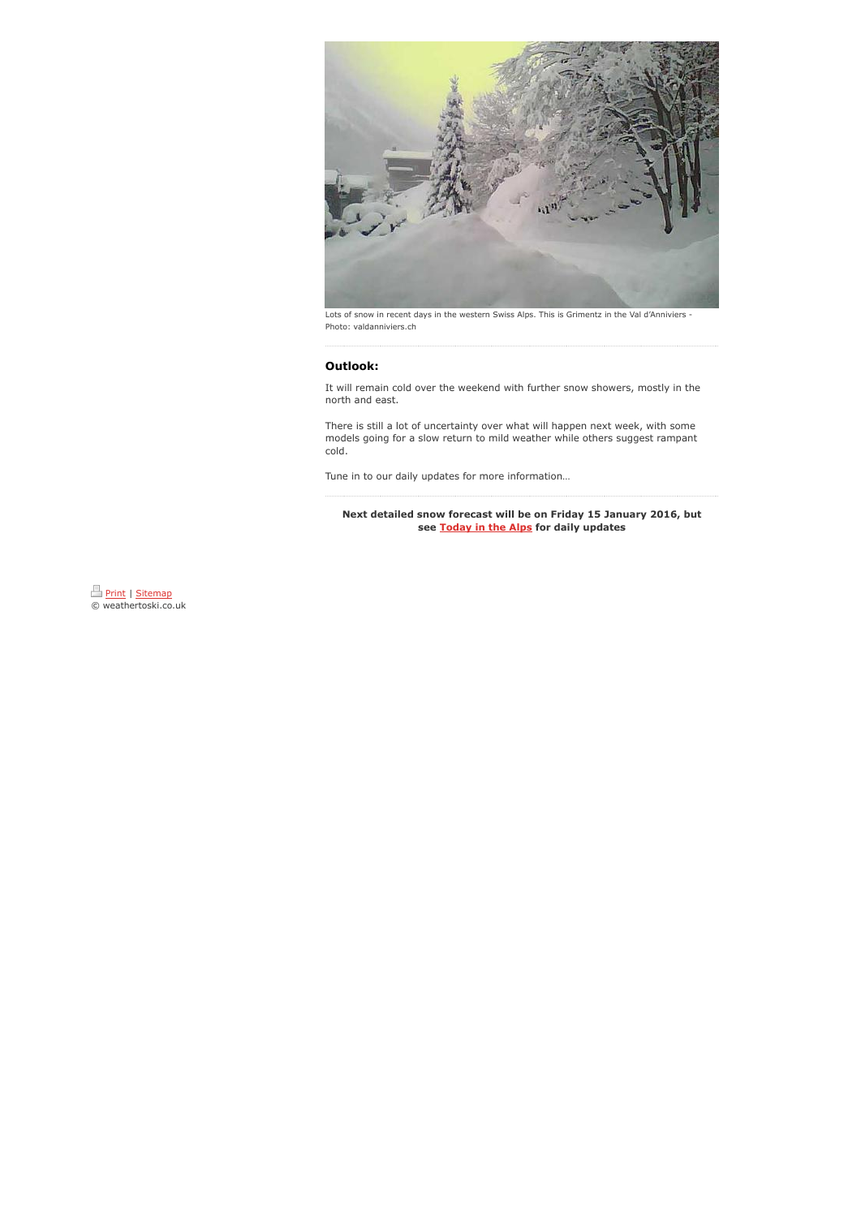Lots of snow in recent days in the western Swiss Alps. This is Grimentz in the Val d'Anniviers - Photo: valdanniviers.ch

### Outlook:

It will remain cold over the weekend with further snow showers, mostly in the north and east.

There is still a lot of uncertainty over what will happen next week, with some models going for a slow return to mild weather while others suggest rampant cold.

Tune in to our daily updates for more information…

**Next detailed snow forecast will be on Friday 15 January 2016, but see Today in the Alps for daily updates**

Print | Sitemap
© weathertoski.co.uk